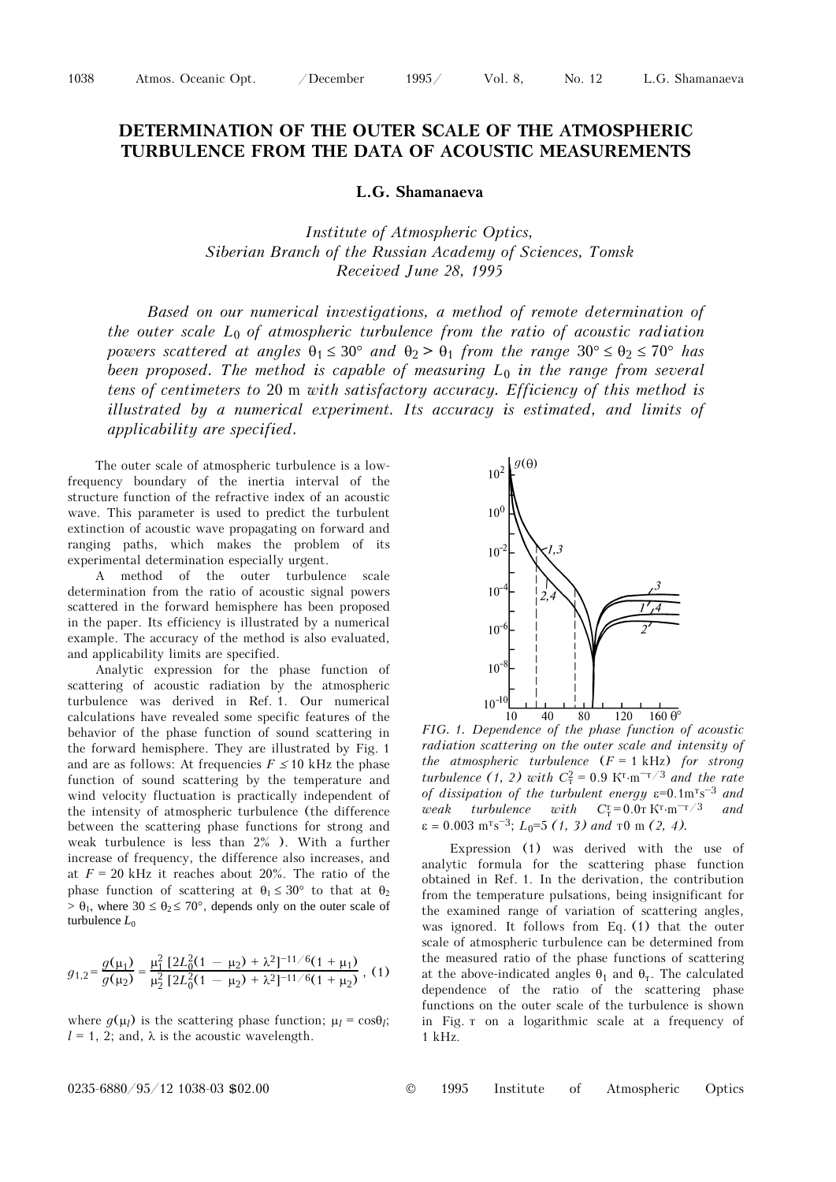# DETERMINATION OF THE OUTER SCALE OF THE ATMOSPHERIC TURBULENCE FROM THE DATA OF ACOUSTIC MEASUREMENTS

**L.G. Shamanaeva**

*Institute of Atmospheric Optics,*
*Siberian Branch of the Russian Academy of Sciences, Tomsk*
*Received June 28, 1995*

*Based on our numerical investigations, a method of remote determination of the outer scale $L_0$ of atmospheric turbulence from the ratio of acoustic radiation powers scattered at angles $\theta_1 \le 30°$ and $\theta_2 > \theta_1$ from the range $30° \le \theta_2 \le 70°$ has been proposed. The method is capable of measuring $L_0$ in the range from several tens of centimeters to 20 m with satisfactory accuracy. Efficiency of this method is illustrated by a numerical experiment. Its accuracy is estimated, and limits of applicability are specified.*

The outer scale of atmospheric turbulence is a low-frequency boundary of the inertia interval of the structure function of the refractive index of an acoustic wave. This parameter is used to predict the turbulent extinction of acoustic wave propagating on forward and ranging paths, which makes the problem of its experimental determination especially urgent.

A method of the outer turbulence scale determination from the ratio of acoustic signal powers scattered in the forward hemisphere has been proposed in the paper. Its efficiency is illustrated by a numerical example. The accuracy of the method is also evaluated, and applicability limits are specified.

Analytic expression for the phase function of scattering of acoustic radiation by the atmospheric turbulence was derived in Ref. 1. Our numerical calculations have revealed some specific features of the behavior of the phase function of sound scattering in the forward hemisphere. They are illustrated by Fig. 1 and are as follows: At frequencies $F \le 10$ kHz the phase function of sound scattering by the temperature and wind velocity fluctuation is practically independent of the intensity of atmospheric turbulence (the difference between the scattering phase functions for strong and weak turbulence is less than 2% ). With a further increase of frequency, the difference also increases, and at $F = 20$ kHz it reaches about 20%. The ratio of the phase function of scattering at $\theta_1 \le 30°$ to that at $\theta_2 > \theta_1$, where $30 \le \theta_2 \le 70°$, depends only on the outer scale of turbulence $L_0$

$$g_{1,2} = \frac{g(\mu_1)}{g(\mu_2)} = \frac{\mu_1^2\,[2L_0^2(1-\mu_2)+\lambda^2]^{-11/6}(1+\mu_1)}{\mu_2^2\,[2L_0^2(1-\mu_2)+\lambda^2]^{-11/6}(1+\mu_2)}, \quad (1)$$

where $g(\mu_l)$ is the scattering phase function; $\mu_l = \cos\theta_l$; $l = 1, 2$; and, $\lambda$ is the acoustic wavelength.

*FIG. 1. Dependence of the phase function of acoustic radiation scattering on the outer scale and intensity of the atmospheric turbulence ($F = 1$ kHz) for strong turbulence (1, 2) with $C_T^2 = 0.9\ \mathrm{K^2 \cdot m^{-2/3}}$ and the rate of dissipation of the turbulent energy $\varepsilon = 0.1\ \mathrm{m^2 s^{-3}}$ and weak turbulence with $C_T^2 = 0.02\ \mathrm{K^2 \cdot m^{-2/3}}$ and $\varepsilon = 0.003\ \mathrm{m^2 s^{-3}}$; $L_0 = 5$ (1, 3) and 20 m (2, 4).*

Expression (1) was derived with the use of analytic formula for the scattering phase function obtained in Ref. 1. In the derivation, the contribution from the temperature pulsations, being insignificant for the examined range of variation of scattering angles, was ignored. It follows from Eq. (1) that the outer scale of atmospheric turbulence can be determined from the measured ratio of the phase functions of scattering at the above-indicated angles $\theta_1$ and $\theta_2$. The calculated dependence of the ratio of the scattering phase functions on the outer scale of the turbulence is shown in Fig. 2 on a logarithmic scale at a frequency of 1 kHz.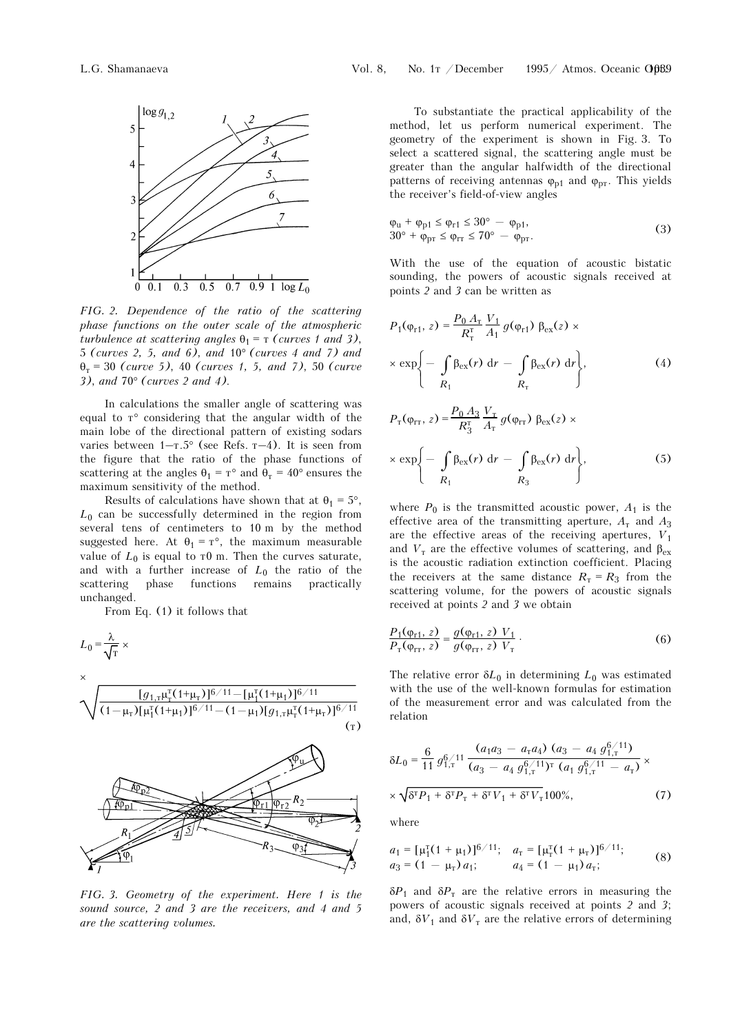*FIG. 2. Dependence of the ratio of the scattering phase functions on the outer scale of the atmospheric turbulence at scattering angles $\theta_1 = 2$ (curves 1 and 3), 5 (curves 2, 5, and 6), and 10° (curves 4 and 7) and $\theta_2 = 30$ (curve 5), 40 (curves 1, 5, and 7), 50 (curve 3), and 70° (curves 2 and 4).*

In calculations the smaller angle of scattering was equal to 2° considering that the angular width of the main lobe of the directional pattern of existing sodars varies between 1–2.5° (see Refs. 2–4). It is seen from the figure that the ratio of the phase functions of scattering at the angles $\theta_1 = 2°$ and $\theta_2 = 40°$ ensures the maximum sensitivity of the method.

Results of calculations have shown that at $\theta_1 = 5°$, $L_0$ can be successfully determined in the region from several tens of centimeters to 10 m by the method suggested here. At $\theta_1 = 2°$, the maximum measurable value of $L_0$ is equal to 20 m. Then the curves saturate, and with a further increase of $L_0$ the ratio of the scattering phase functions remains practically unchanged.

From Eq. (1) it follows that

$$L_0 = \frac{\lambda}{\sqrt{2}} \times \sqrt{\frac{[g_{1,2}\mu_2^2(1+\mu_2)]^{6/11} - [\mu_1^2(1+\mu_1)]^{6/11}}{(1-\mu_2)[\mu_1^2(1+\mu_1)]^{6/11} - (1-\mu_1)[g_{1,2}\mu_2^2(1+\mu_2)]^{6/11}}} \qquad (2)$$

*FIG. 3. Geometry of the experiment. Here 1 is the sound source, 2 and 3 are the receivers, and 4 and 5 are the scattering volumes.*

To substantiate the practical applicability of the method, let us perform numerical experiment. The geometry of the experiment is shown in Fig. 3. To select a scattered signal, the scattering angle must be greater than the angular halfwidth of the directional patterns of receiving antennas $\varphi_{p1}$ and $\varphi_{p2}$. This yields the receiver's field-of-view angles

$$\begin{aligned} &\varphi_u + \varphi_{p1} \le \varphi_{r1} \le 30° - \varphi_{p1}, \\ &30° + \varphi_{p2} \le \varphi_{r2} \le 70° - \varphi_{p2}. \end{aligned} \qquad (3)$$

With the use of the equation of acoustic bistatic sounding, the powers of acoustic signals received at points 2 and 3 can be written as

$$P_1(\varphi_{r1}, z) = \frac{P_0 A_2}{R_2^2} \frac{V_1}{A_1} g(\varphi_{r1}) \beta_{ex}(z) \times \exp\left\{-\int_{R_1} \beta_{ex}(r)\, dr - \int_{R_2} \beta_{ex}(r)\, dr\right\}, \qquad (4)$$

$$P_2(\varphi_{r2}, z) = \frac{P_0 A_3}{R_3^2} \frac{V_2}{A_2} g(\varphi_{r2}) \beta_{ex}(z) \times \exp\left\{-\int_{R_1} \beta_{ex}(r)\, dr - \int_{R_3} \beta_{ex}(r)\, dr\right\}, \qquad (5)$$

where $P_0$ is the transmitted acoustic power, $A_1$ is the effective area of the transmitting aperture, $A_2$ and $A_3$ are the effective areas of the receiving apertures, $V_1$ and $V_2$ are the effective volumes of scattering, and $\beta_{ex}$ is the acoustic radiation extinction coefficient. Placing the receivers at the same distance $R_2 = R_3$ from the scattering volume, for the powers of acoustic signals received at points 2 and 3 we obtain

$$\frac{P_1(\varphi_{r1}, z)}{P_2(\varphi_{r2}, z)} = \frac{g(\varphi_{r1}, z)\, V_1}{g(\varphi_{r2}, z)\, V_2}. \qquad (6)$$

The relative error $\delta L_0$ in determining $L_0$ was estimated with the use of the well-known formulas for estimation of the measurement error and was calculated from the relation

$$\delta L_0 = \frac{6}{11} g_{1,2}^{6/11} \frac{(a_1 a_3 - a_2 a_4)(a_3 - a_4 g_{1,2}^{6/11})}{(a_3 - a_4 g_{1,2}^{6/11})^2 (a_1 g_{1,2}^{6/11} - a_2)} \times \sqrt{\delta^2 P_1 + \delta^2 P_2 + \delta^2 V_1 + \delta^2 V_2}\, 100\%, \qquad (7)$$

where

$$\begin{aligned} &a_1 = [\mu_1^2(1+\mu_1)]^{6/11}; \quad a_2 = [\mu_2^2(1+\mu_2)]^{6/11}; \\ &a_3 = (1-\mu_2)\, a_1; \quad a_4 = (1-\mu_1)\, a_2; \end{aligned} \qquad (8)$$

$\delta P_1$ and $\delta P_2$ are the relative errors in measuring the powers of acoustic signals received at points 2 and 3; and, $\delta V_1$ and $\delta V_2$ are the relative errors of determining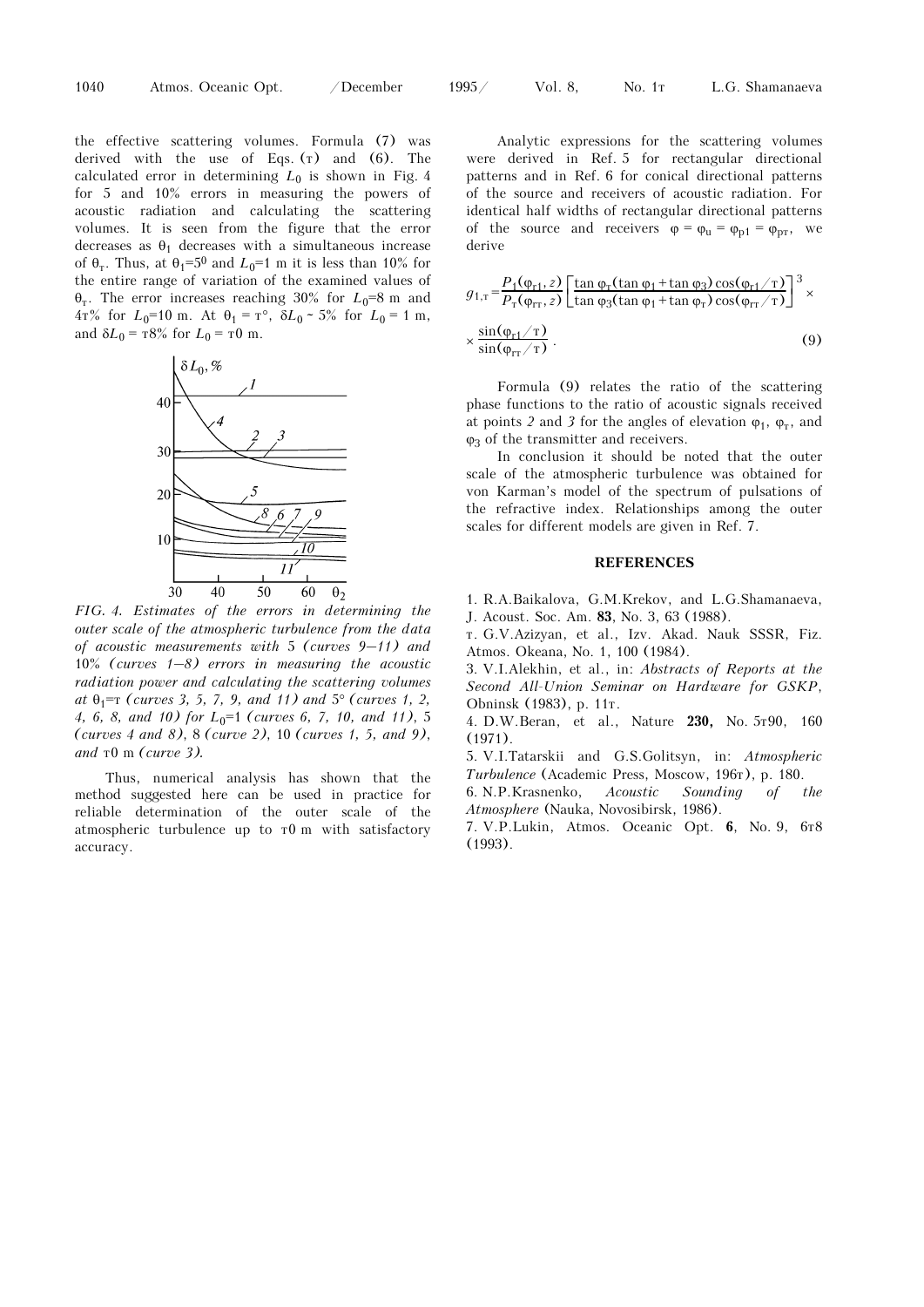the effective scattering volumes. Formula (7) was derived with the use of Eqs. (т) and (6). The calculated error in determining $L_0$ is shown in Fig. 4 for 5 and 10% errors in measuring the powers of acoustic radiation and calculating the scattering volumes. It is seen from the figure that the error decreases as $\theta_1$ decreases with a simultaneous increase of $\theta_т$. Thus, at $\theta_1$=5$^0$ and $L_0$=1 m it is less than 10% for the entire range of variation of the examined values of $\theta_т$. The error increases reaching 30% for $L_0$=8 m and 4т% for $L_0$=10 m. At $\theta_1$ = т°, $\delta L_0$ ~ 5% for $L_0$ = 1 m, and $\delta L_0$ = т8% for $L_0$ = т0 m.

$\delta L_0$, %

40
30
20
10

1
2
3
4
5
6
7
8
9
10
11

30 40 50 60 $\theta_2$

*FIG. 4. Estimates of the errors in determining the outer scale of the atmospheric turbulence from the data of acoustic measurements with* 5 *(curves 9–11) and* 10% *(curves 1–8) errors in measuring the acoustic radiation power and calculating the scattering volumes at* $\theta_1$=т *(curves 3, 5, 7, 9, and 11) and* 5° *(curves 1, 2, 4, 6, 8, and 10) for* $L_0$=1 *(curves 6, 7, 10, and 11),* 5 *(curves 4 and 8),* 8 *(curve 2),* 10 *(curves 1, 5, and 9), and* т0 m *(curve 3).*

Thus, numerical analysis has shown that the method suggested here can be used in practice for reliable determination of the outer scale of the atmospheric turbulence up to т0 m with satisfactory accuracy.

Analytic expressions for the scattering volumes were derived in Ref. 5 for rectangular directional patterns and in Ref. 6 for conical directional patterns of the source and receivers of acoustic radiation. For identical half widths of rectangular directional patterns of the source and receivers $\varphi = \varphi_u = \varphi_{p1} = \varphi_{pт}$, we derive

$$g_{1,т} = \frac{P_1(\varphi_{r1}, z)}{P_т(\varphi_{rт}, z)} \left[ \frac{\tan \varphi_т(\tan \varphi_1 + \tan \varphi_3) \cos(\varphi_{r1}/т)}{\tan \varphi_3(\tan \varphi_1 + \tan \varphi_т) \cos(\varphi_{rт}/т)} \right]^3 \times$$

$$\times \frac{\sin(\varphi_{r1}/т)}{\sin(\varphi_{rт}/т)} . \qquad (9)$$

Formula (9) relates the ratio of the scattering phase functions to the ratio of acoustic signals received at points *2* and *3* for the angles of elevation $\varphi_1$, $\varphi_т$, and $\varphi_3$ of the transmitter and receivers.

In conclusion it should be noted that the outer scale of the atmospheric turbulence was obtained for von Karman's model of the spectrum of pulsations of the refractive index. Relationships among the outer scales for different models are given in Ref. 7.

## REFERENCES

1. R.A.Baikalova, G.M.Krekov, and L.G.Shamanaeva, J. Acoust. Soc. Am. **83**, No. 3, 63 (1988).
т. G.V.Azizyan, et al., Izv. Akad. Nauk SSSR, Fiz. Atmos. Okeana, No. 1, 100 (1984).
3. V.I.Alekhin, et al., in: *Abstracts of Reports at the Second All-Union Seminar on Hardware for GSKP*, Obninsk (1983), p. 11т.
4. D.W.Beran, et al., Nature **230,** No. 5т90, 160 (1971).
5. V.I.Tatarskii and G.S.Golitsyn, in: *Atmospheric Turbulence* (Academic Press, Moscow, 196т), p. 180.
6. N.P.Krasnenko, *Acoustic Sounding of the Atmosphere* (Nauka, Novosibirsk, 1986).
7. V.P.Lukin, Atmos. Oceanic Opt. **6**, No. 9, 6т8 (1993).